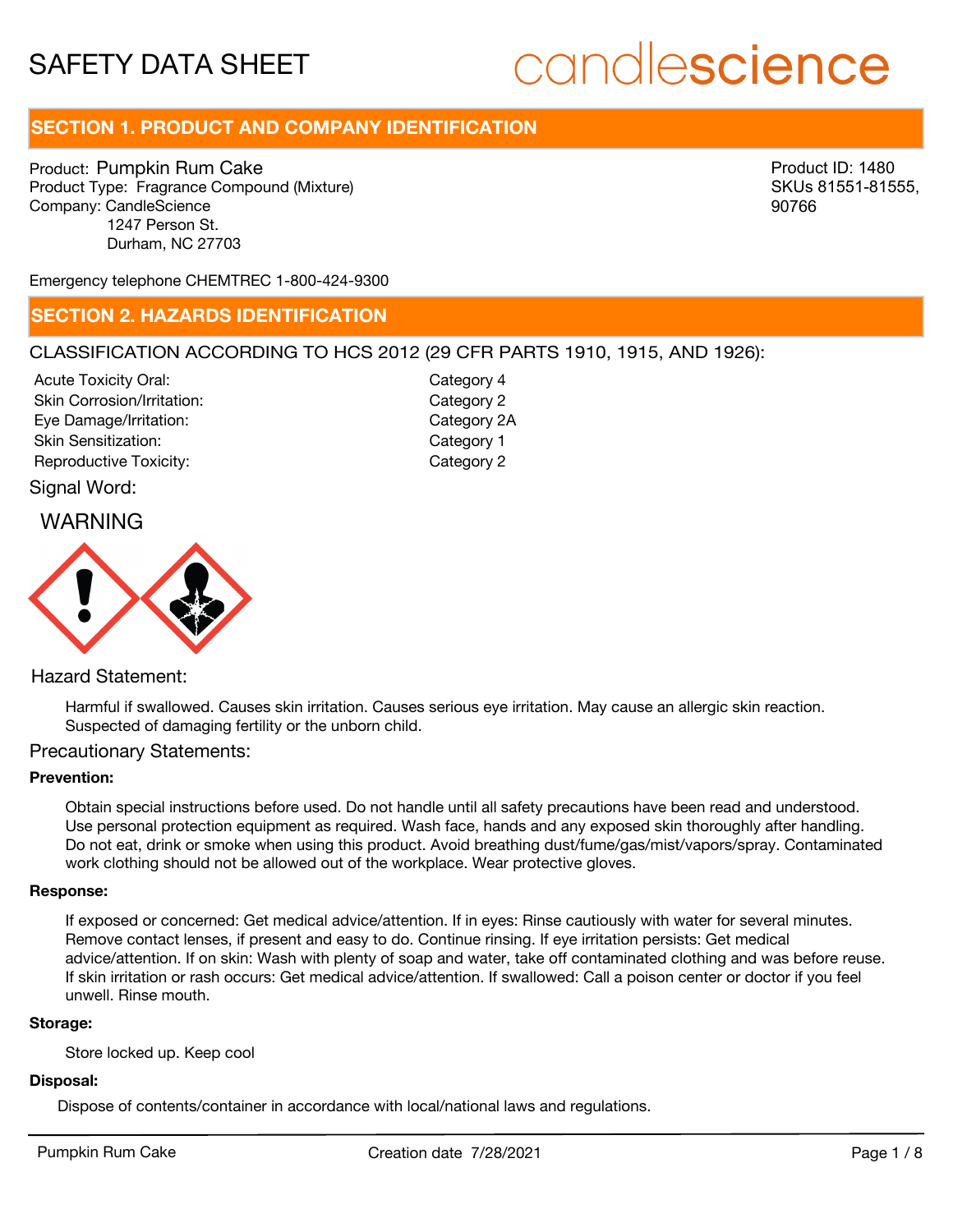# SAFETY DATA SHEET

candlescience

## SECTION 1. PRODUCT AND COMPANY IDENTIFICATION

Product: Pumpkin Rum Cake
Product Type: Fragrance Compound (Mixture)
Company: CandleScience
1247 Person St.
Durham, NC 27703

Product ID: 1480
SKUs 81551-81555, 90766

Emergency telephone CHEMTREC 1-800-424-9300

## SECTION 2. HAZARDS IDENTIFICATION

CLASSIFICATION ACCORDING TO HCS 2012 (29 CFR PARTS 1910, 1915, AND 1926):

| | |
|---|---|
| Acute Toxicity Oral: | Category 4 |
| Skin Corrosion/Irritation: | Category 2 |
| Eye Damage/Irritation: | Category 2A |
| Skin Sensitization: | Category 1 |
| Reproductive Toxicity: | Category 2 |

Signal Word:

WARNING

### Hazard Statement:

Harmful if swallowed. Causes skin irritation. Causes serious eye irritation. May cause an allergic skin reaction. Suspected of damaging fertility or the unborn child.

### Precautionary Statements:

**Prevention:**

Obtain special instructions before used. Do not handle until all safety precautions have been read and understood. Use personal protection equipment as required. Wash face, hands and any exposed skin thoroughly after handling. Do not eat, drink or smoke when using this product. Avoid breathing dust/fume/gas/mist/vapors/spray. Contaminated work clothing should not be allowed out of the workplace. Wear protective gloves.

**Response:**

If exposed or concerned: Get medical advice/attention. If in eyes: Rinse cautiously with water for several minutes. Remove contact lenses, if present and easy to do. Continue rinsing. If eye irritation persists: Get medical advice/attention. If on skin: Wash with plenty of soap and water, take off contaminated clothing and was before reuse. If skin irritation or rash occurs: Get medical advice/attention. If swallowed: Call a poison center or doctor if you feel unwell. Rinse mouth.

**Storage:**

Store locked up. Keep cool

**Disposal:**

Dispose of contents/container in accordance with local/national laws and regulations.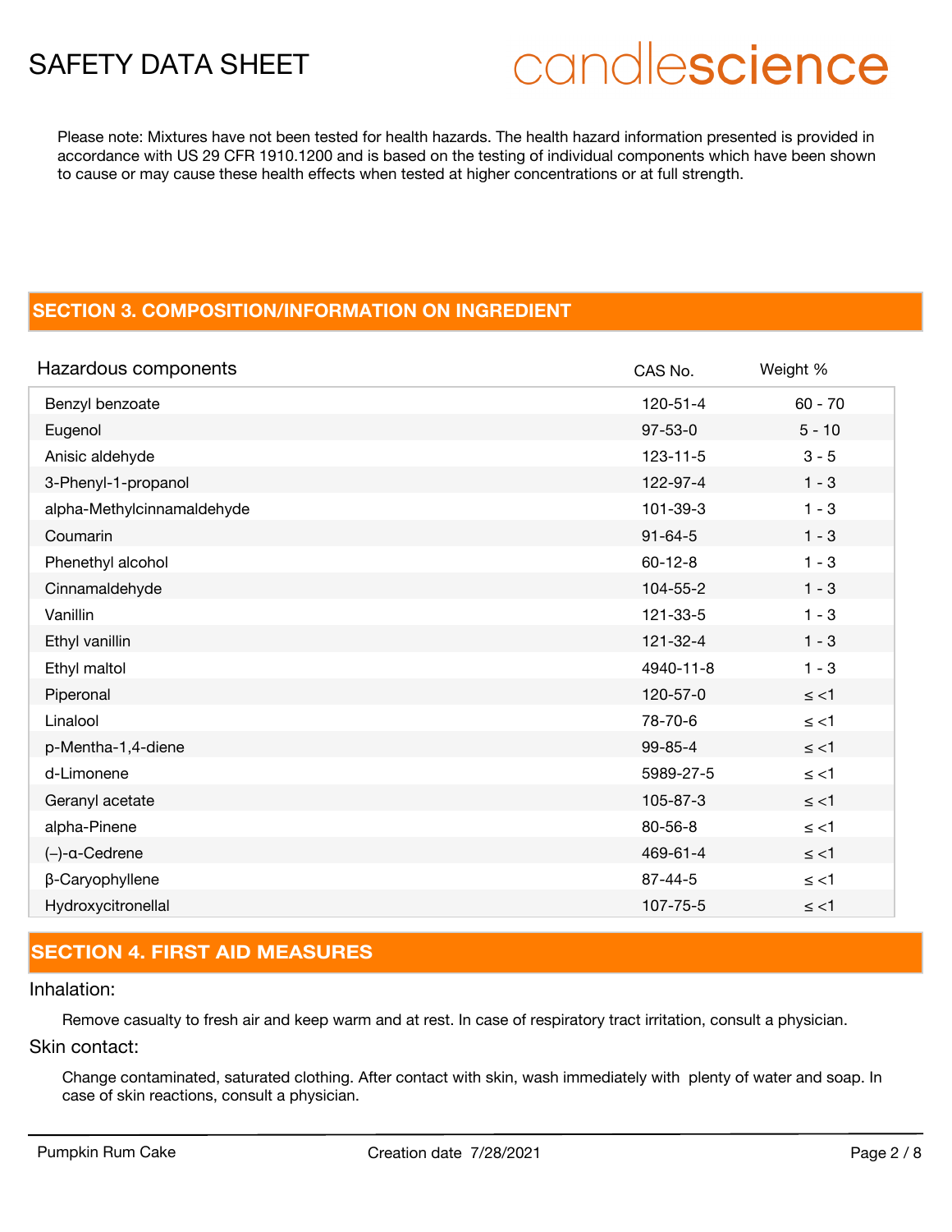Please note: Mixtures have not been tested for health hazards. The health hazard information presented is provided in accordance with US 29 CFR 1910.1200 and is based on the testing of individual components which have been shown to cause or may cause these health effects when tested at higher concentrations or at full strength.

## SECTION 3. COMPOSITION/INFORMATION ON INGREDIENT

| Hazardous components | CAS No. | Weight % |
|---|---|---|
| Benzyl benzoate | 120-51-4 | 60 - 70 |
| Eugenol | 97-53-0 | 5 - 10 |
| Anisic aldehyde | 123-11-5 | 3 - 5 |
| 3-Phenyl-1-propanol | 122-97-4 | 1 - 3 |
| alpha-Methylcinnamaldehyde | 101-39-3 | 1 - 3 |
| Coumarin | 91-64-5 | 1 - 3 |
| Phenethyl alcohol | 60-12-8 | 1 - 3 |
| Cinnamaldehyde | 104-55-2 | 1 - 3 |
| Vanillin | 121-33-5 | 1 - 3 |
| Ethyl vanillin | 121-32-4 | 1 - 3 |
| Ethyl maltol | 4940-11-8 | 1 - 3 |
| Piperonal | 120-57-0 | ≤ <1 |
| Linalool | 78-70-6 | ≤ <1 |
| p-Mentha-1,4-diene | 99-85-4 | ≤ <1 |
| d-Limonene | 5989-27-5 | ≤ <1 |
| Geranyl acetate | 105-87-3 | ≤ <1 |
| alpha-Pinene | 80-56-8 | ≤ <1 |
| (–)-α-Cedrene | 469-61-4 | ≤ <1 |
| β-Caryophyllene | 87-44-5 | ≤ <1 |
| Hydroxycitronellal | 107-75-5 | ≤ <1 |

## SECTION 4. FIRST AID MEASURES

### Inhalation:

Remove casualty to fresh air and keep warm and at rest. In case of respiratory tract irritation, consult a physician.

### Skin contact:

Change contaminated, saturated clothing. After contact with skin, wash immediately with plenty of water and soap. In case of skin reactions, consult a physician.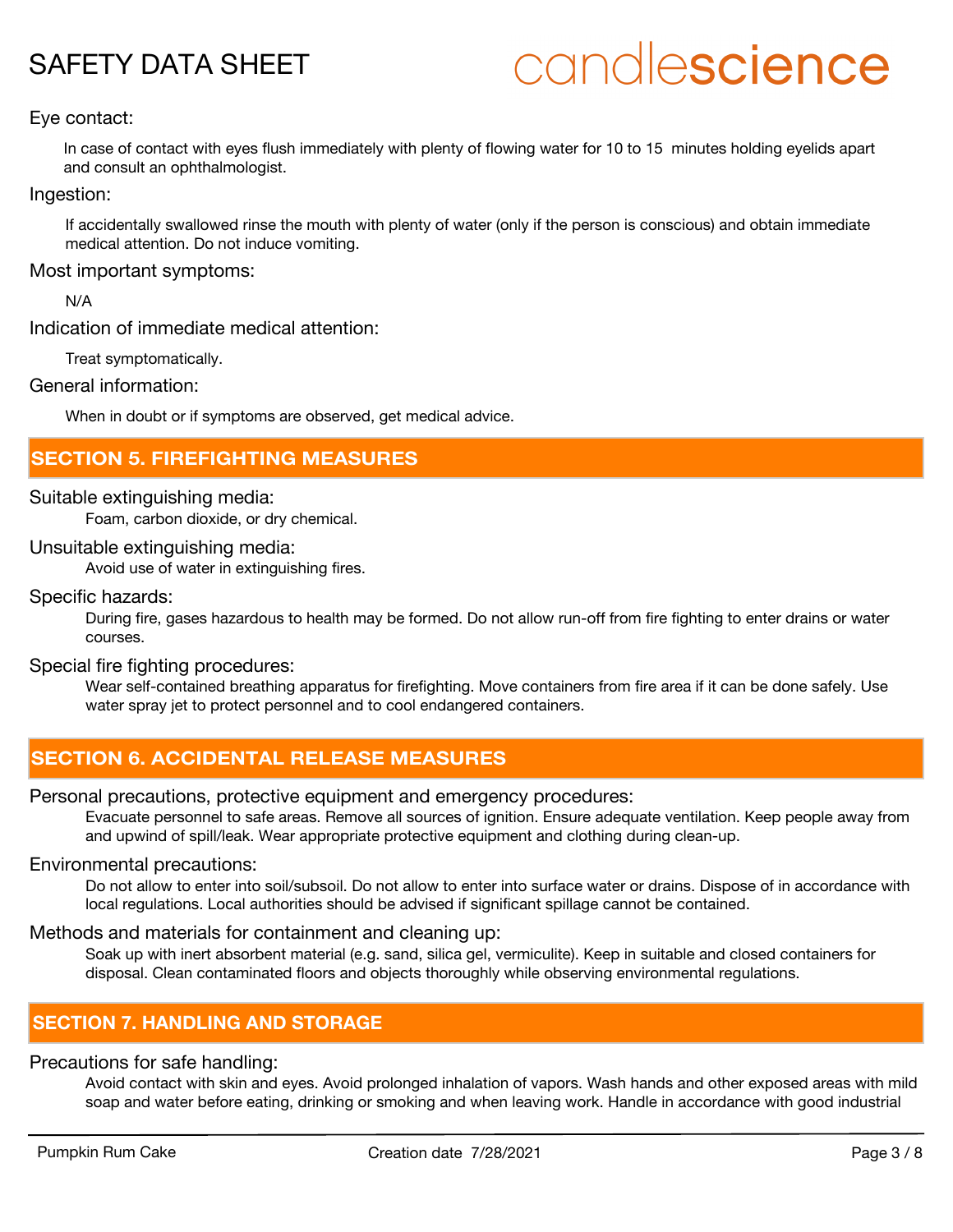Eye contact:

In case of contact with eyes flush immediately with plenty of flowing water for 10 to 15 minutes holding eyelids apart and consult an ophthalmologist.

Ingestion:

If accidentally swallowed rinse the mouth with plenty of water (only if the person is conscious) and obtain immediate medical attention. Do not induce vomiting.

Most important symptoms:

N/A

Indication of immediate medical attention:

Treat symptomatically.

General information:

When in doubt or if symptoms are observed, get medical advice.

## SECTION 5. FIREFIGHTING MEASURES

Suitable extinguishing media:

Foam, carbon dioxide, or dry chemical.

Unsuitable extinguishing media:

Avoid use of water in extinguishing fires.

Specific hazards:

During fire, gases hazardous to health may be formed. Do not allow run-off from fire fighting to enter drains or water courses.

Special fire fighting procedures:

Wear self-contained breathing apparatus for firefighting. Move containers from fire area if it can be done safely. Use water spray jet to protect personnel and to cool endangered containers.

## SECTION 6. ACCIDENTAL RELEASE MEASURES

Personal precautions, protective equipment and emergency procedures:

Evacuate personnel to safe areas. Remove all sources of ignition. Ensure adequate ventilation. Keep people away from and upwind of spill/leak. Wear appropriate protective equipment and clothing during clean-up.

Environmental precautions:

Do not allow to enter into soil/subsoil. Do not allow to enter into surface water or drains. Dispose of in accordance with local regulations. Local authorities should be advised if significant spillage cannot be contained.

Methods and materials for containment and cleaning up:

Soak up with inert absorbent material (e.g. sand, silica gel, vermiculite). Keep in suitable and closed containers for disposal. Clean contaminated floors and objects thoroughly while observing environmental regulations.

## SECTION 7. HANDLING AND STORAGE

Precautions for safe handling:

Avoid contact with skin and eyes. Avoid prolonged inhalation of vapors. Wash hands and other exposed areas with mild soap and water before eating, drinking or smoking and when leaving work. Handle in accordance with good industrial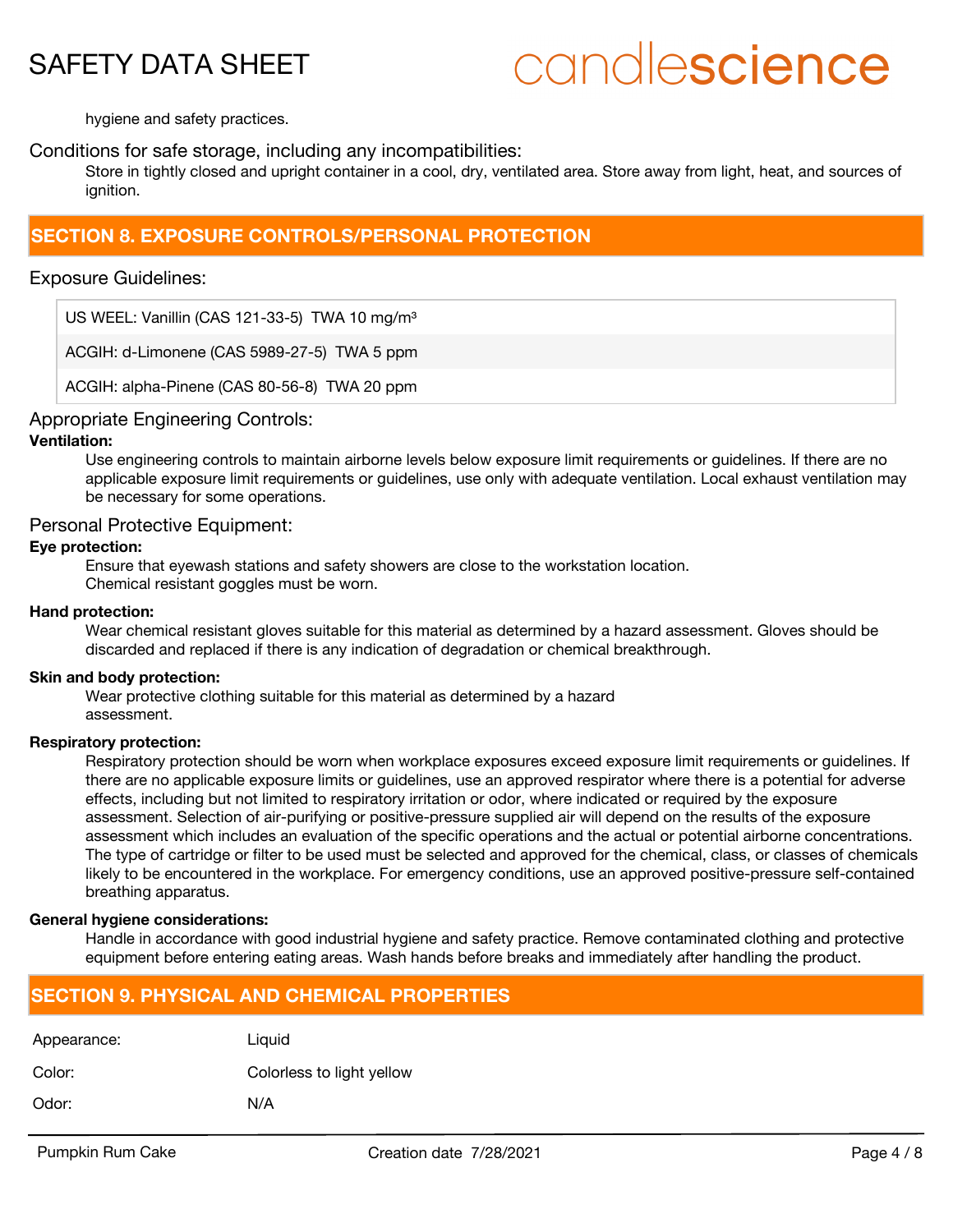hygiene and safety practices.

### Conditions for safe storage, including any incompatibilities:

Store in tightly closed and upright container in a cool, dry, ventilated area. Store away from light, heat, and sources of ignition.

## SECTION 8. EXPOSURE CONTROLS/PERSONAL PROTECTION

### Exposure Guidelines:

| |
|---|
| US WEEL: Vanillin (CAS 121-33-5) TWA 10 mg/m³ |
| ACGIH: d-Limonene (CAS 5989-27-5) TWA 5 ppm |
| ACGIH: alpha-Pinene (CAS 80-56-8) TWA 20 ppm |

### Appropriate Engineering Controls:

**Ventilation:**

Use engineering controls to maintain airborne levels below exposure limit requirements or guidelines. If there are no applicable exposure limit requirements or guidelines, use only with adequate ventilation. Local exhaust ventilation may be necessary for some operations.

### Personal Protective Equipment:

**Eye protection:**

Ensure that eyewash stations and safety showers are close to the workstation location.
Chemical resistant goggles must be worn.

**Hand protection:**

Wear chemical resistant gloves suitable for this material as determined by a hazard assessment. Gloves should be discarded and replaced if there is any indication of degradation or chemical breakthrough.

**Skin and body protection:**

Wear protective clothing suitable for this material as determined by a hazard assessment.

**Respiratory protection:**

Respiratory protection should be worn when workplace exposures exceed exposure limit requirements or guidelines. If there are no applicable exposure limits or guidelines, use an approved respirator where there is a potential for adverse effects, including but not limited to respiratory irritation or odor, where indicated or required by the exposure assessment. Selection of air-purifying or positive-pressure supplied air will depend on the results of the exposure assessment which includes an evaluation of the specific operations and the actual or potential airborne concentrations. The type of cartridge or filter to be used must be selected and approved for the chemical, class, or classes of chemicals likely to be encountered in the workplace. For emergency conditions, use an approved positive-pressure self-contained breathing apparatus.

**General hygiene considerations:**

Handle in accordance with good industrial hygiene and safety practice. Remove contaminated clothing and protective equipment before entering eating areas. Wash hands before breaks and immediately after handling the product.

## SECTION 9. PHYSICAL AND CHEMICAL PROPERTIES

| | |
|---|---|
| Appearance: | Liquid |
| Color: | Colorless to light yellow |
| Odor: | N/A |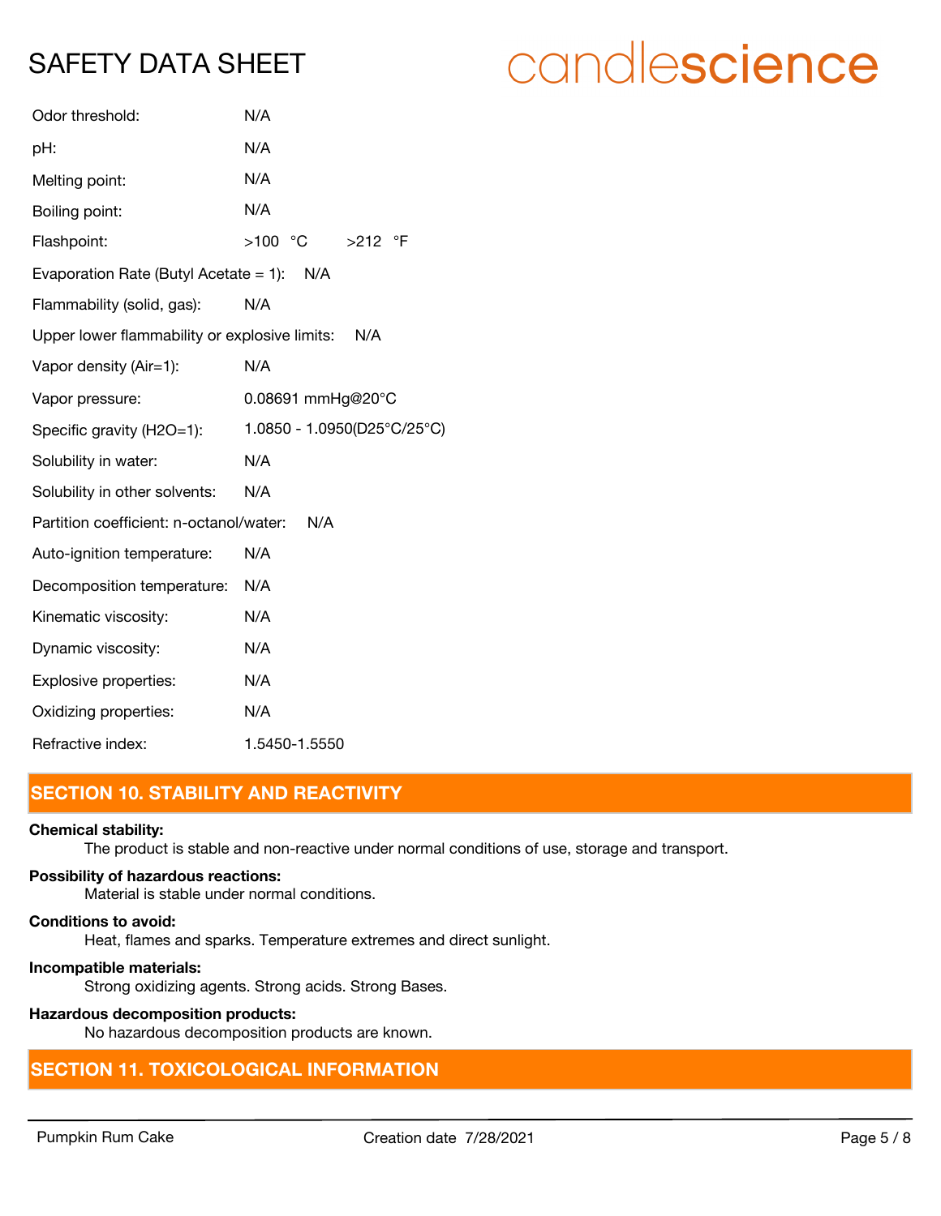| | |
|---|---|
| Odor threshold: | N/A |
| pH: | N/A |
| Melting point: | N/A |
| Boiling point: | N/A |
| Flashpoint: | >100 °C >212 °F |
| Evaporation Rate (Butyl Acetate = 1): | N/A |
| Flammability (solid, gas): | N/A |
| Upper lower flammability or explosive limits: | N/A |
| Vapor density (Air=1): | N/A |
| Vapor pressure: | 0.08691 mmHg@20°C |
| Specific gravity (H2O=1): | 1.0850 - 1.0950(D25°C/25°C) |
| Solubility in water: | N/A |
| Solubility in other solvents: | N/A |
| Partition coefficient: n-octanol/water: | N/A |
| Auto-ignition temperature: | N/A |
| Decomposition temperature: | N/A |
| Kinematic viscosity: | N/A |
| Dynamic viscosity: | N/A |
| Explosive properties: | N/A |
| Oxidizing properties: | N/A |
| Refractive index: | 1.5450-1.5550 |

## SECTION 10. STABILITY AND REACTIVITY

**Chemical stability:**

The product is stable and non-reactive under normal conditions of use, storage and transport.

**Possibility of hazardous reactions:**

Material is stable under normal conditions.

**Conditions to avoid:**

Heat, flames and sparks. Temperature extremes and direct sunlight.

**Incompatible materials:**

Strong oxidizing agents. Strong acids. Strong Bases.

**Hazardous decomposition products:**

No hazardous decomposition products are known.

## SECTION 11. TOXICOLOGICAL INFORMATION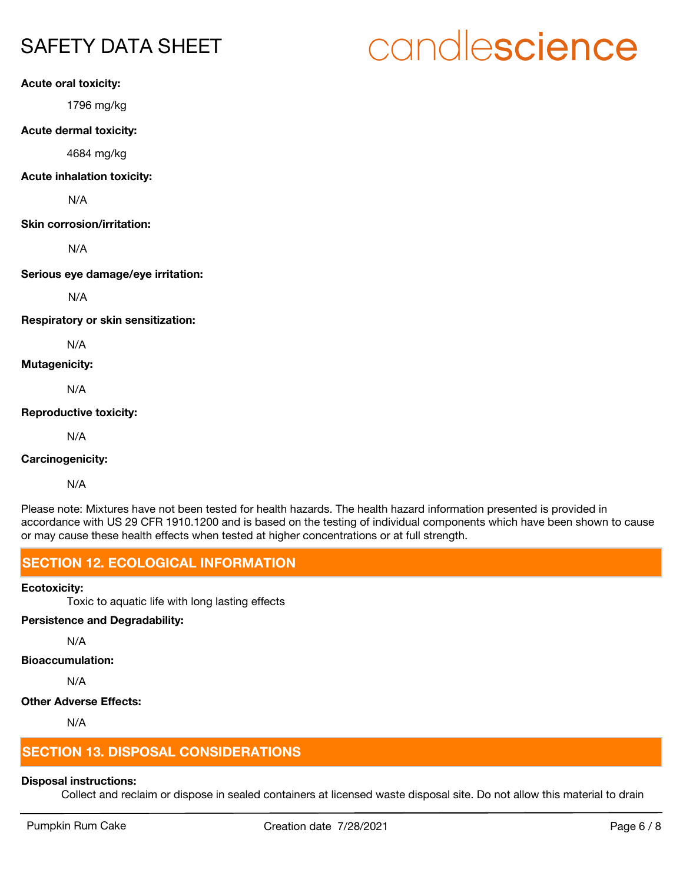**Acute oral toxicity:**

1796 mg/kg

**Acute dermal toxicity:**

4684 mg/kg

**Acute inhalation toxicity:**

N/A

**Skin corrosion/irritation:**

N/A

**Serious eye damage/eye irritation:**

N/A

**Respiratory or skin sensitization:**

N/A

**Mutagenicity:**

N/A

**Reproductive toxicity:**

N/A

**Carcinogenicity:**

N/A

Please note: Mixtures have not been tested for health hazards. The health hazard information presented is provided in accordance with US 29 CFR 1910.1200 and is based on the testing of individual components which have been shown to cause or may cause these health effects when tested at higher concentrations or at full strength.

## SECTION 12. ECOLOGICAL INFORMATION

**Ecotoxicity:**

Toxic to aquatic life with long lasting effects

**Persistence and Degradability:**

N/A

**Bioaccumulation:**

N/A

**Other Adverse Effects:**

N/A

## SECTION 13. DISPOSAL CONSIDERATIONS

**Disposal instructions:**

Collect and reclaim or dispose in sealed containers at licensed waste disposal site. Do not allow this material to drain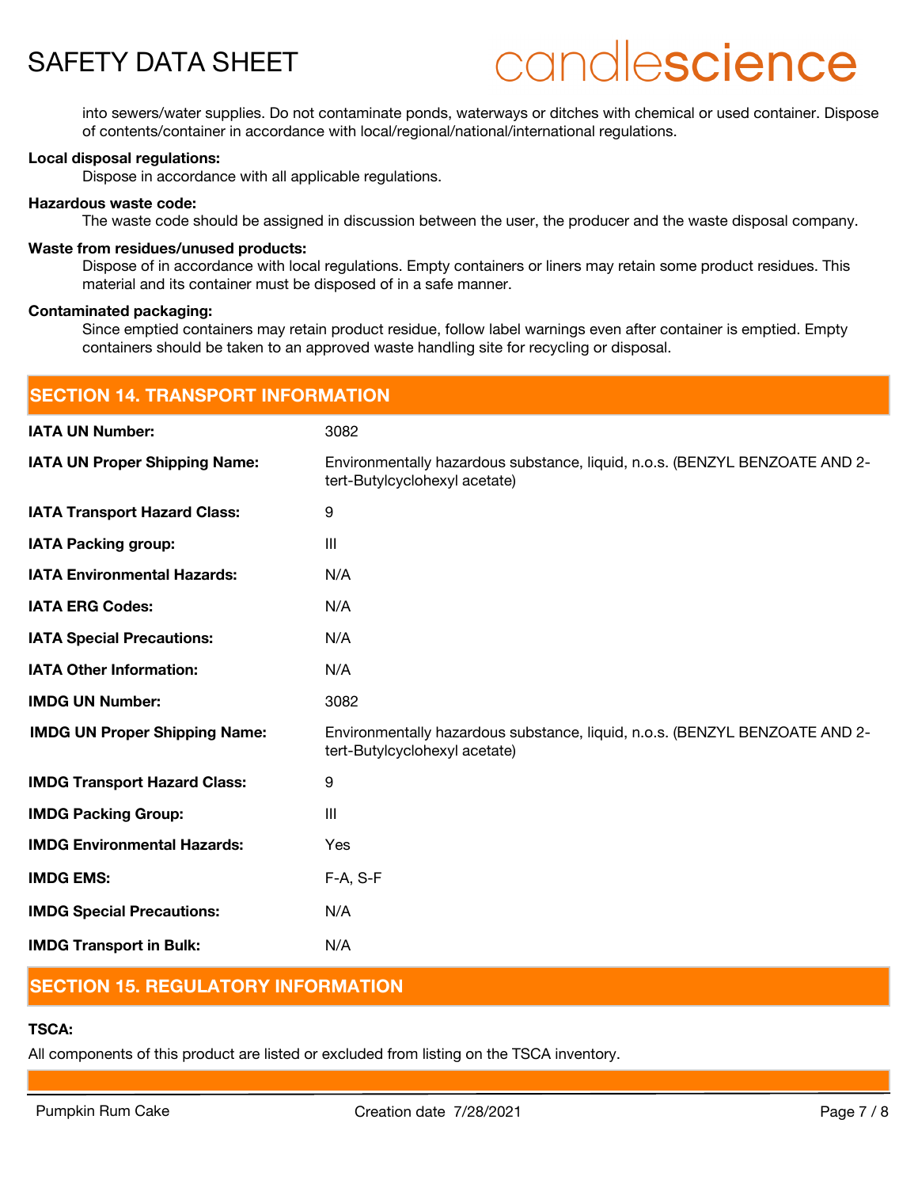into sewers/water supplies. Do not contaminate ponds, waterways or ditches with chemical or used container. Dispose of contents/container in accordance with local/regional/national/international regulations.

**Local disposal regulations:**

Dispose in accordance with all applicable regulations.

**Hazardous waste code:**

The waste code should be assigned in discussion between the user, the producer and the waste disposal company.

**Waste from residues/unused products:**

Dispose of in accordance with local regulations. Empty containers or liners may retain some product residues. This material and its container must be disposed of in a safe manner.

**Contaminated packaging:**

Since emptied containers may retain product residue, follow label warnings even after container is emptied. Empty containers should be taken to an approved waste handling site for recycling or disposal.

## SECTION 14. TRANSPORT INFORMATION

| | |
|---|---|
| **IATA UN Number:** | 3082 |
| **IATA UN Proper Shipping Name:** | Environmentally hazardous substance, liquid, n.o.s. (BENZYL BENZOATE AND 2-tert-Butylcyclohexyl acetate) |
| **IATA Transport Hazard Class:** | 9 |
| **IATA Packing group:** | III |
| **IATA Environmental Hazards:** | N/A |
| **IATA ERG Codes:** | N/A |
| **IATA Special Precautions:** | N/A |
| **IATA Other Information:** | N/A |
| **IMDG UN Number:** | 3082 |
| **IMDG UN Proper Shipping Name:** | Environmentally hazardous substance, liquid, n.o.s. (BENZYL BENZOATE AND 2-tert-Butylcyclohexyl acetate) |
| **IMDG Transport Hazard Class:** | 9 |
| **IMDG Packing Group:** | III |
| **IMDG Environmental Hazards:** | Yes |
| **IMDG EMS:** | F-A, S-F |
| **IMDG Special Precautions:** | N/A |
| **IMDG Transport in Bulk:** | N/A |

## SECTION 15. REGULATORY INFORMATION

**TSCA:**

All components of this product are listed or excluded from listing on the TSCA inventory.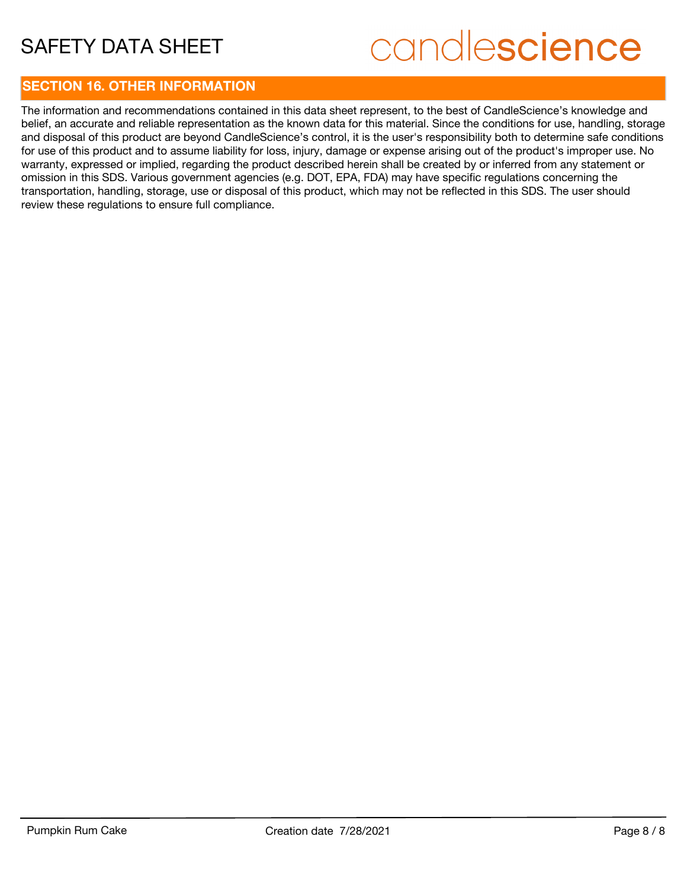## SECTION 16. OTHER INFORMATION

The information and recommendations contained in this data sheet represent, to the best of CandleScience's knowledge and belief, an accurate and reliable representation as the known data for this material. Since the conditions for use, handling, storage and disposal of this product are beyond CandleScience's control, it is the user's responsibility both to determine safe conditions for use of this product and to assume liability for loss, injury, damage or expense arising out of the product's improper use. No warranty, expressed or implied, regarding the product described herein shall be created by or inferred from any statement or omission in this SDS. Various government agencies (e.g. DOT, EPA, FDA) may have specific regulations concerning the transportation, handling, storage, use or disposal of this product, which may not be reflected in this SDS. The user should review these regulations to ensure full compliance.